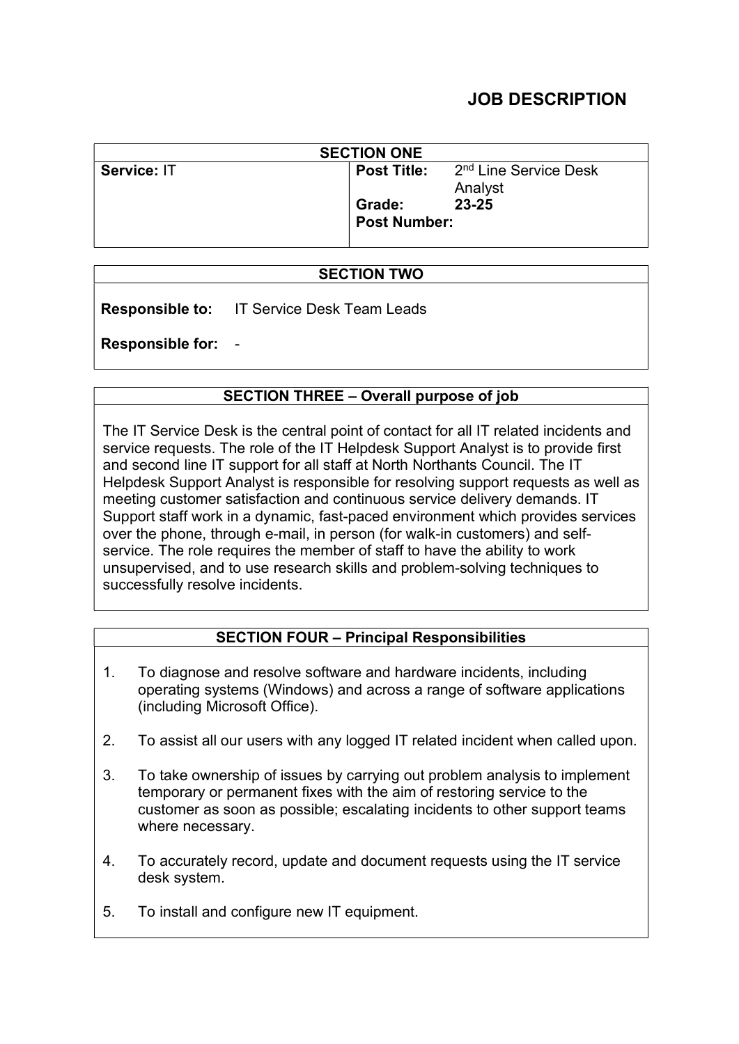# JOB DESCRIPTION

| SECTION ONE | |
|---|---|
| **Service:** IT | **Post Title:** 2nd Line Service Desk Analyst<br>**Grade:** **23-25**<br>**Post Number:** |

## SECTION TWO

**Responsible to:** IT Service Desk Team Leads

**Responsible for:** -

## SECTION THREE – Overall purpose of job

The IT Service Desk is the central point of contact for all IT related incidents and service requests. The role of the IT Helpdesk Support Analyst is to provide first and second line IT support for all staff at North Northants Council. The IT Helpdesk Support Analyst is responsible for resolving support requests as well as meeting customer satisfaction and continuous service delivery demands. IT Support staff work in a dynamic, fast-paced environment which provides services over the phone, through e-mail, in person (for walk-in customers) and self-service. The role requires the member of staff to have the ability to work unsupervised, and to use research skills and problem-solving techniques to successfully resolve incidents.

## SECTION FOUR – Principal Responsibilities

1. To diagnose and resolve software and hardware incidents, including operating systems (Windows) and across a range of software applications (including Microsoft Office).

2. To assist all our users with any logged IT related incident when called upon.

3. To take ownership of issues by carrying out problem analysis to implement temporary or permanent fixes with the aim of restoring service to the customer as soon as possible; escalating incidents to other support teams where necessary.

4. To accurately record, update and document requests using the IT service desk system.

5. To install and configure new IT equipment.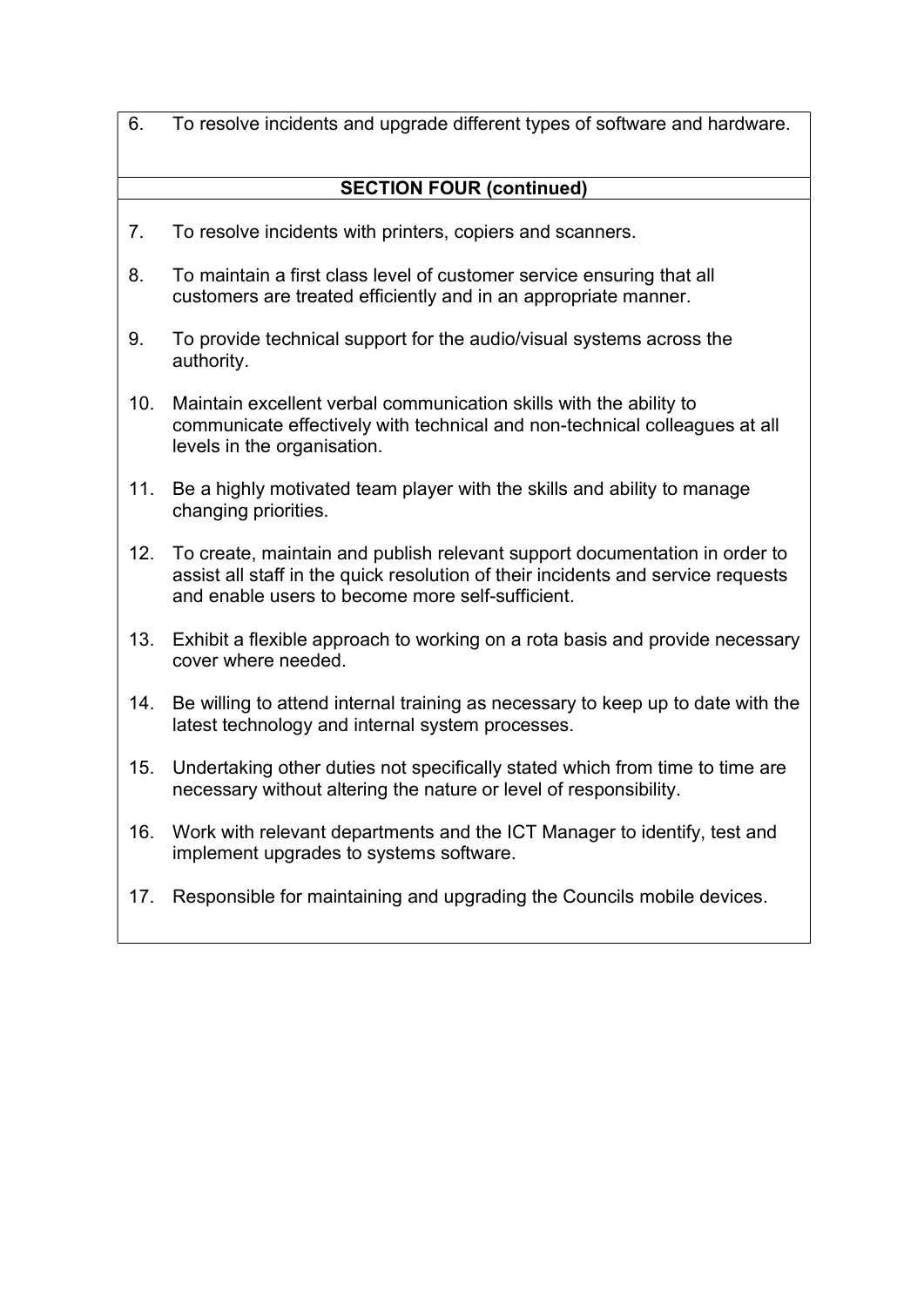6. To resolve incidents and upgrade different types of software and hardware.

**SECTION FOUR (continued)**

7. To resolve incidents with printers, copiers and scanners.

8. To maintain a first class level of customer service ensuring that all customers are treated efficiently and in an appropriate manner.

9. To provide technical support for the audio/visual systems across the authority.

10. Maintain excellent verbal communication skills with the ability to communicate effectively with technical and non-technical colleagues at all levels in the organisation.

11. Be a highly motivated team player with the skills and ability to manage changing priorities.

12. To create, maintain and publish relevant support documentation in order to assist all staff in the quick resolution of their incidents and service requests and enable users to become more self-sufficient.

13. Exhibit a flexible approach to working on a rota basis and provide necessary cover where needed.

14. Be willing to attend internal training as necessary to keep up to date with the latest technology and internal system processes.

15. Undertaking other duties not specifically stated which from time to time are necessary without altering the nature or level of responsibility.

16. Work with relevant departments and the ICT Manager to identify, test and implement upgrades to systems software.

17. Responsible for maintaining and upgrading the Councils mobile devices.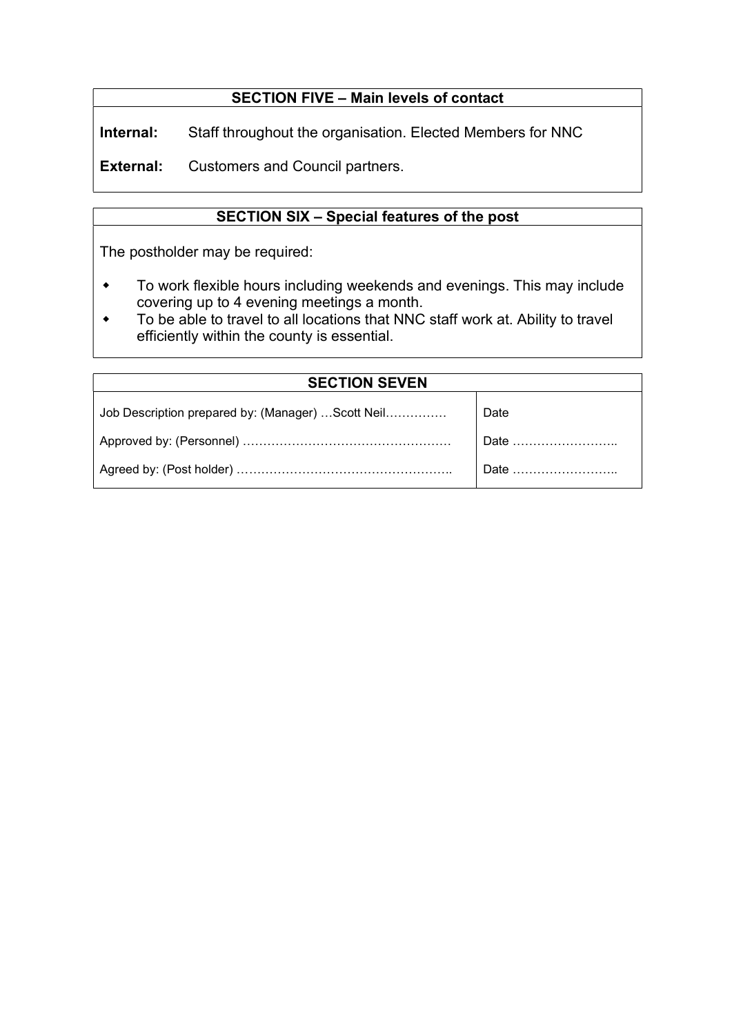## SECTION FIVE – Main levels of contact

**Internal:** Staff throughout the organisation. Elected Members for NNC

**External:** Customers and Council partners.

## SECTION SIX – Special features of the post

The postholder may be required:

- To work flexible hours including weekends and evenings. This may include covering up to 4 evening meetings a month.
- To be able to travel to all locations that NNC staff work at. Ability to travel efficiently within the county is essential.

## SECTION SEVEN

| | |
|---|---|
| Job Description prepared by: (Manager) …Scott Neil…………… | Date |
| Approved by: (Personnel) …………………………………………… | Date …………………….. |
| Agreed by: (Post holder) …………………………………………….. | Date …………………….. |